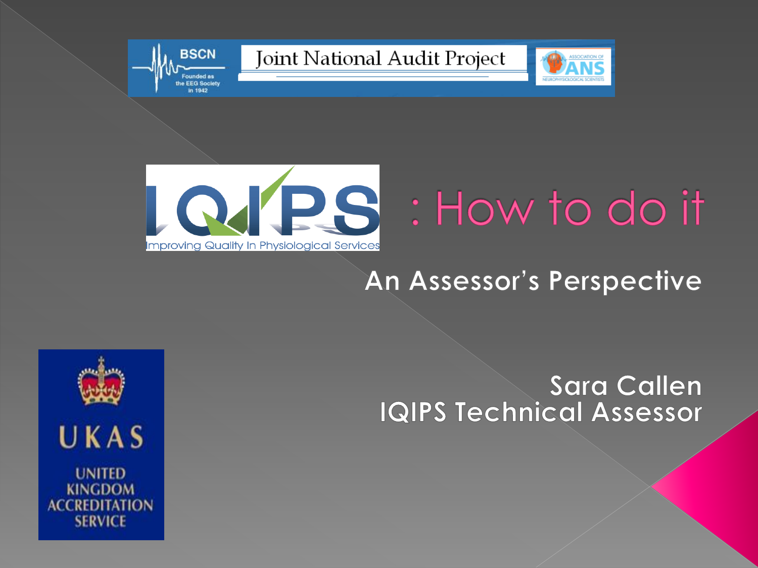BSCN Founded as the EEG Society in 1942

Joint National Audit Project

Association of Neurophysiological Scientists ANS

# IQIPS : How to do it

Improving Quality In Physiological Services

## An Assessor's Perspective

Sara Callen
IQIPS Technical Assessor

UKAS
UNITED KINGDOM ACCREDITATION SERVICE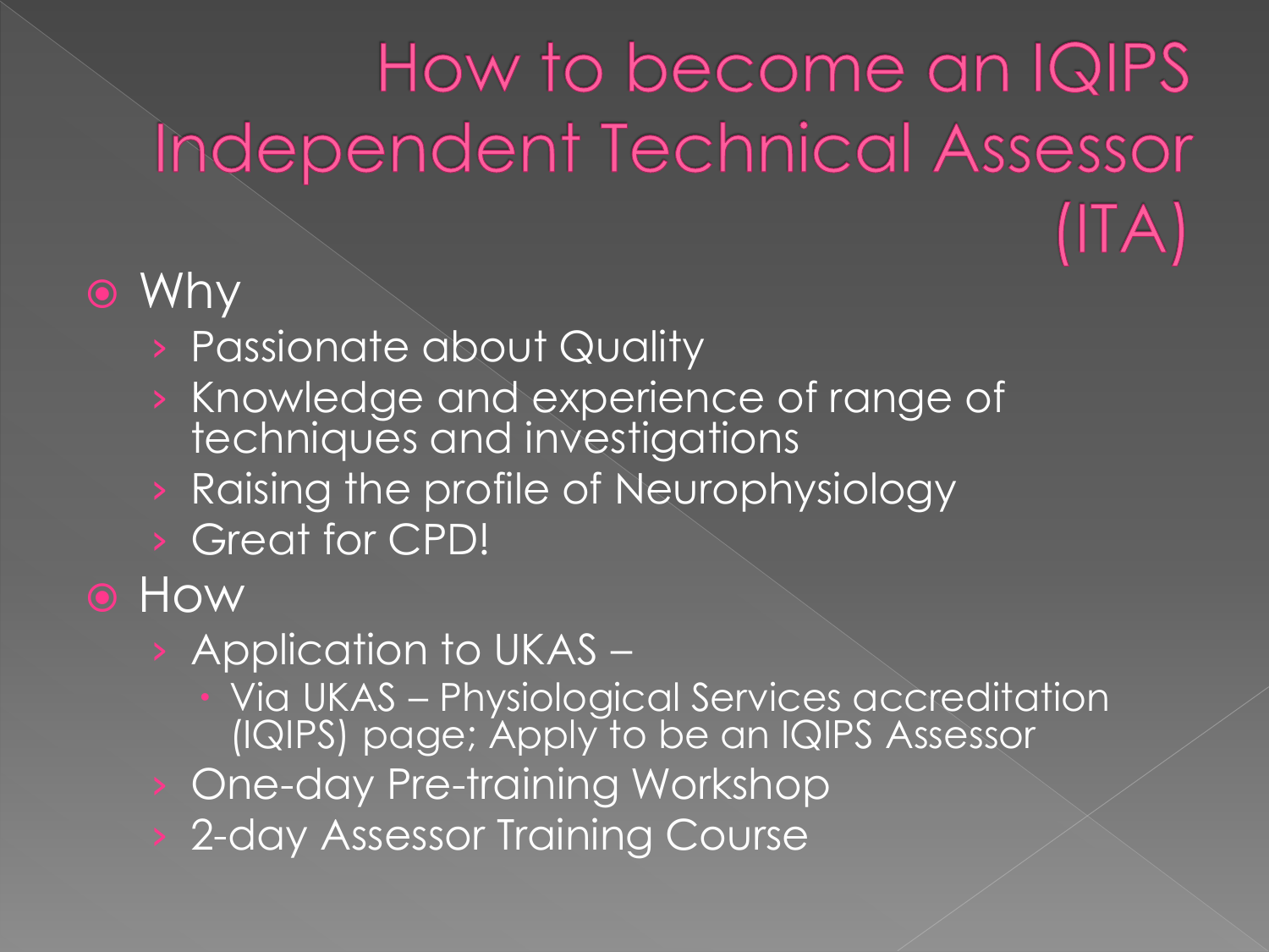# How to become an IQIPS Independent Technical Assessor (ITA)

- Why
  - Passionate about Quality
  - Knowledge and experience of range of techniques and investigations
  - Raising the profile of Neurophysiology
  - Great for CPD!
- How
  - Application to UKAS –
    - Via UKAS – Physiological Services accreditation (IQIPS) page; Apply to be an IQIPS Assessor
  - One-day Pre-training Workshop
  - 2-day Assessor Training Course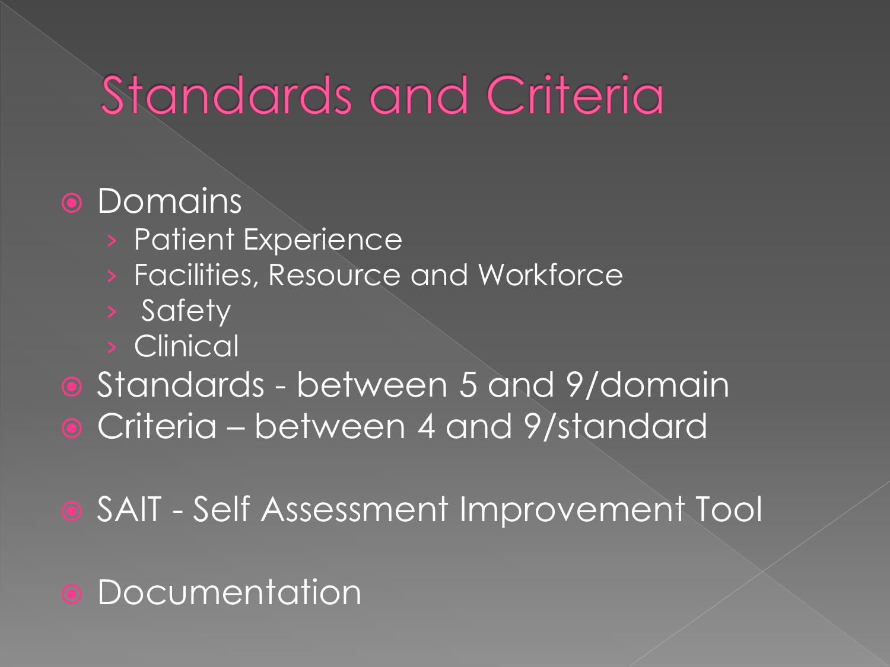# Standards and Criteria

- Domains
  - Patient Experience
  - Facilities, Resource and Workforce
  - Safety
  - Clinical
- Standards - between 5 and 9/domain
- Criteria – between 4 and 9/standard

- SAIT - Self Assessment Improvement Tool

- Documentation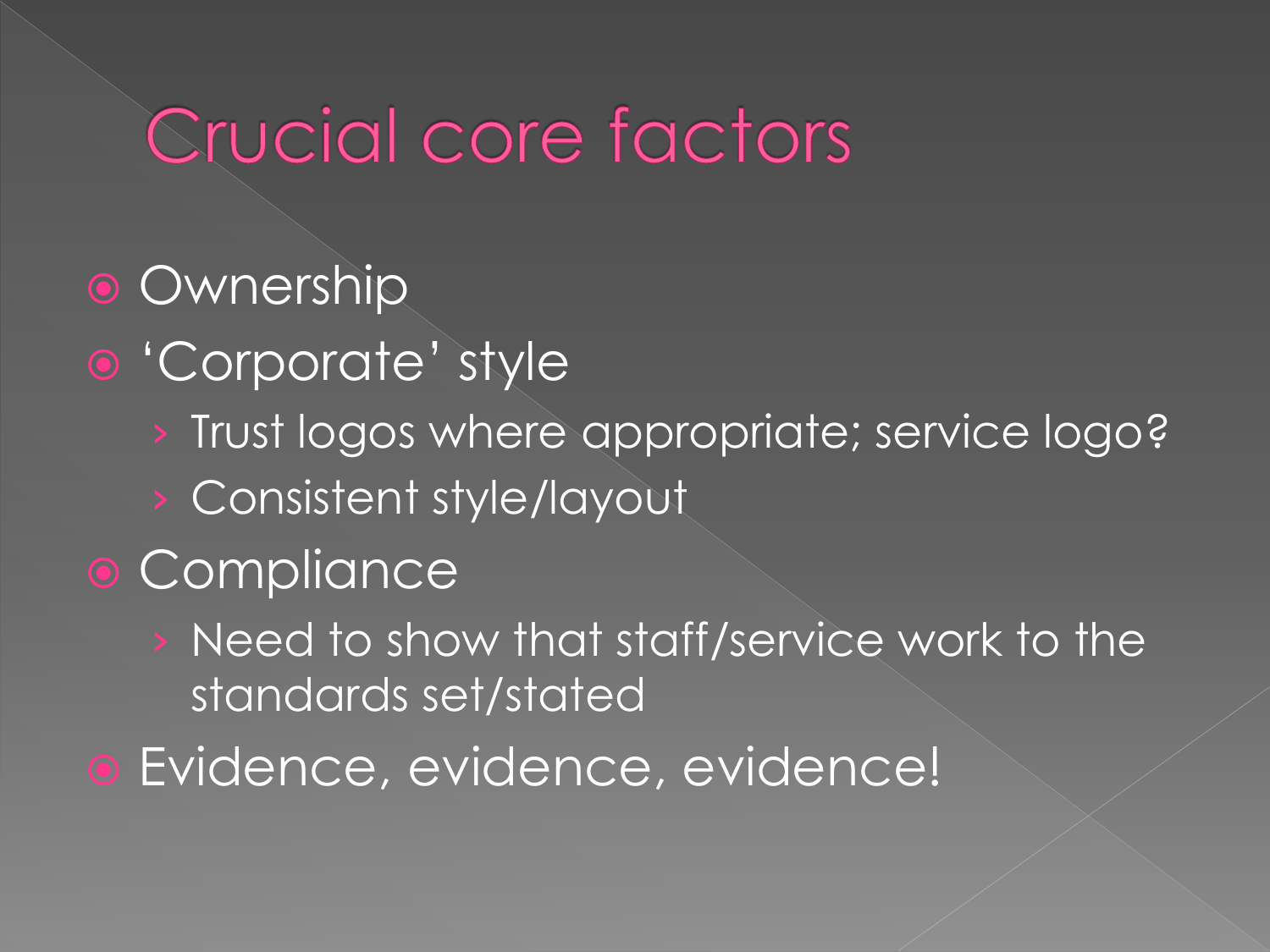# Crucial core factors

- Ownership
- 'Corporate' style
  - Trust logos where appropriate; service logo?
  - Consistent style/layout
- Compliance
  - Need to show that staff/service work to the standards set/stated
- Evidence, evidence, evidence!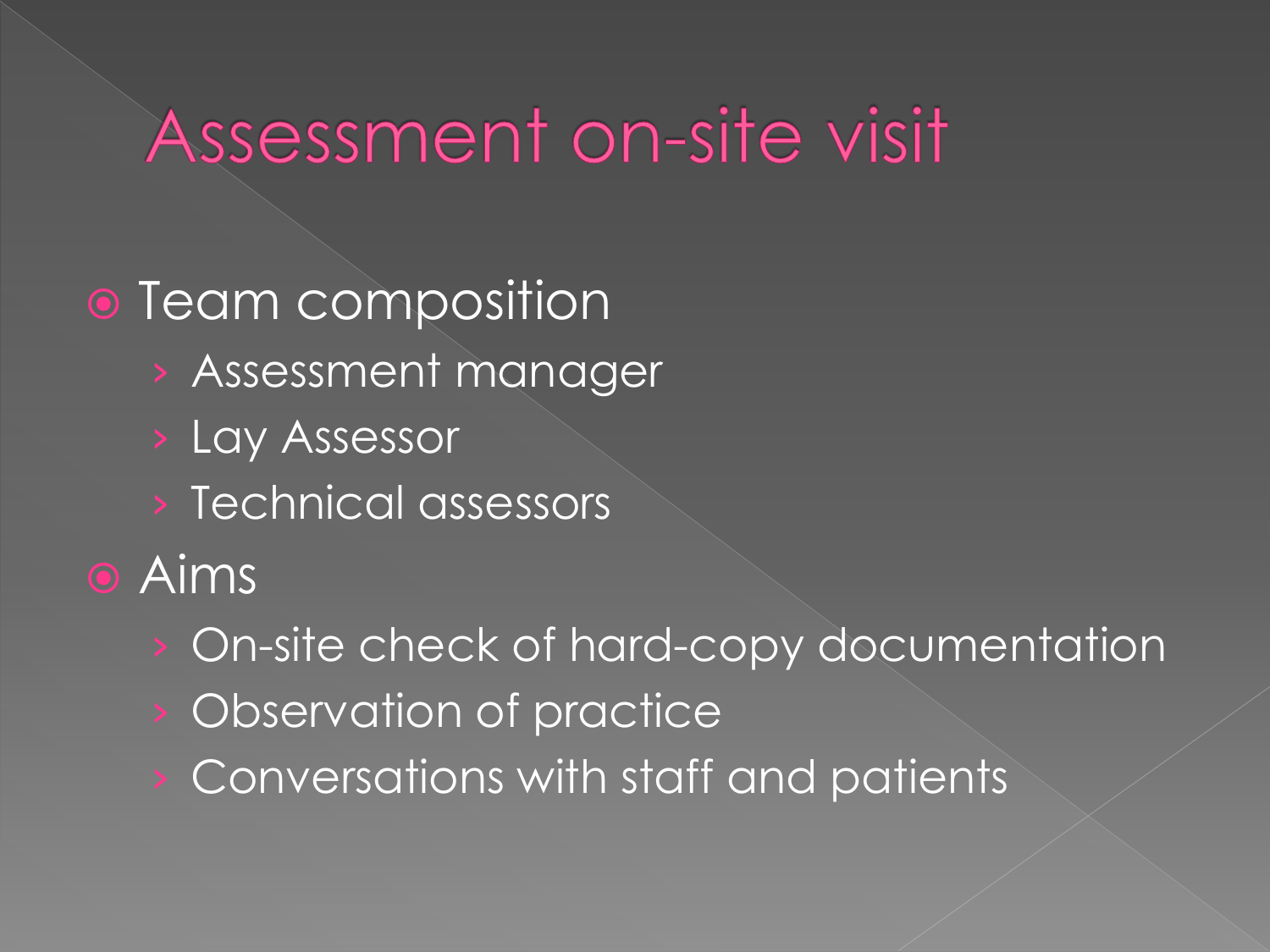# Assessment on-site visit

- Team composition
  - Assessment manager
  - Lay Assessor
  - Technical assessors
- Aims
  - On-site check of hard-copy documentation
  - Observation of practice
  - Conversations with staff and patients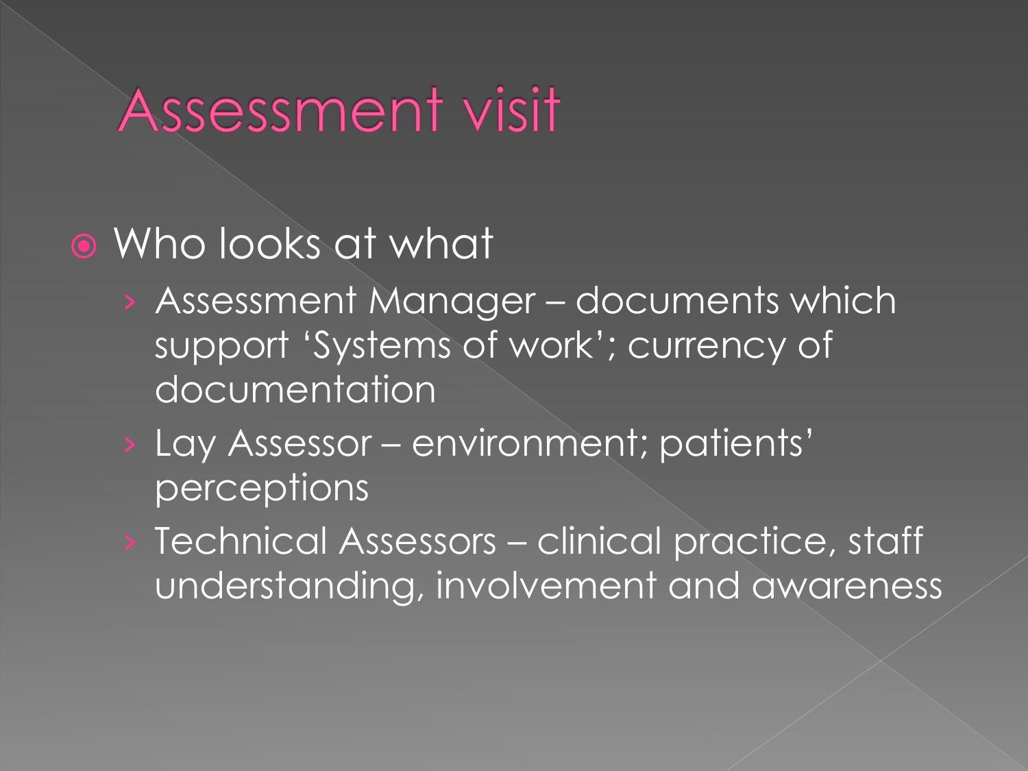# Assessment visit

- Who looks at what
  - Assessment Manager – documents which support 'Systems of work'; currency of documentation
  - Lay Assessor – environment; patients' perceptions
  - Technical Assessors – clinical practice, staff understanding, involvement and awareness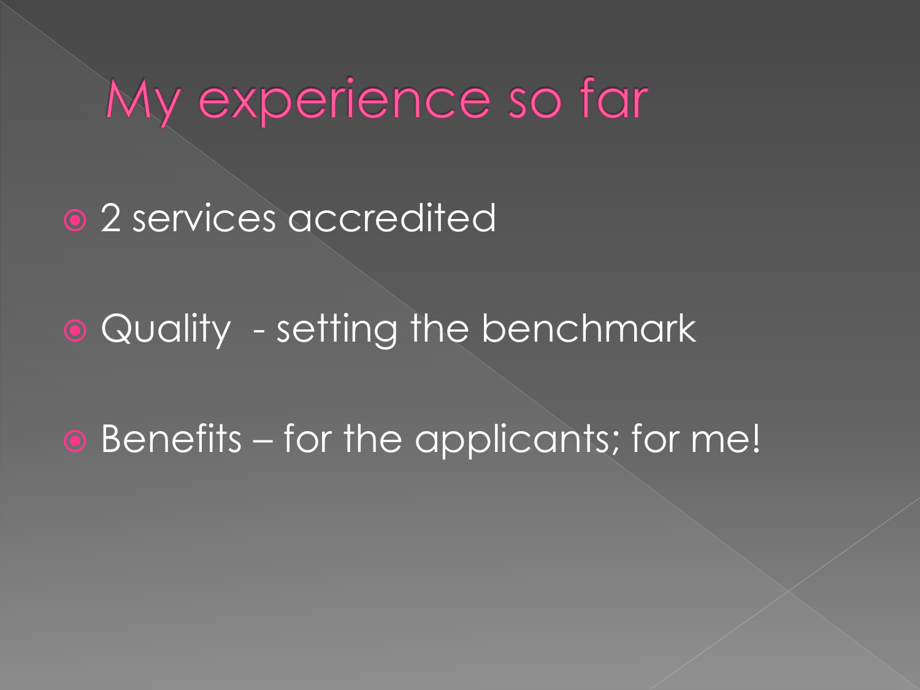# My experience so far

- 2 services accredited
- Quality  - setting the benchmark
- Benefits – for the applicants; for me!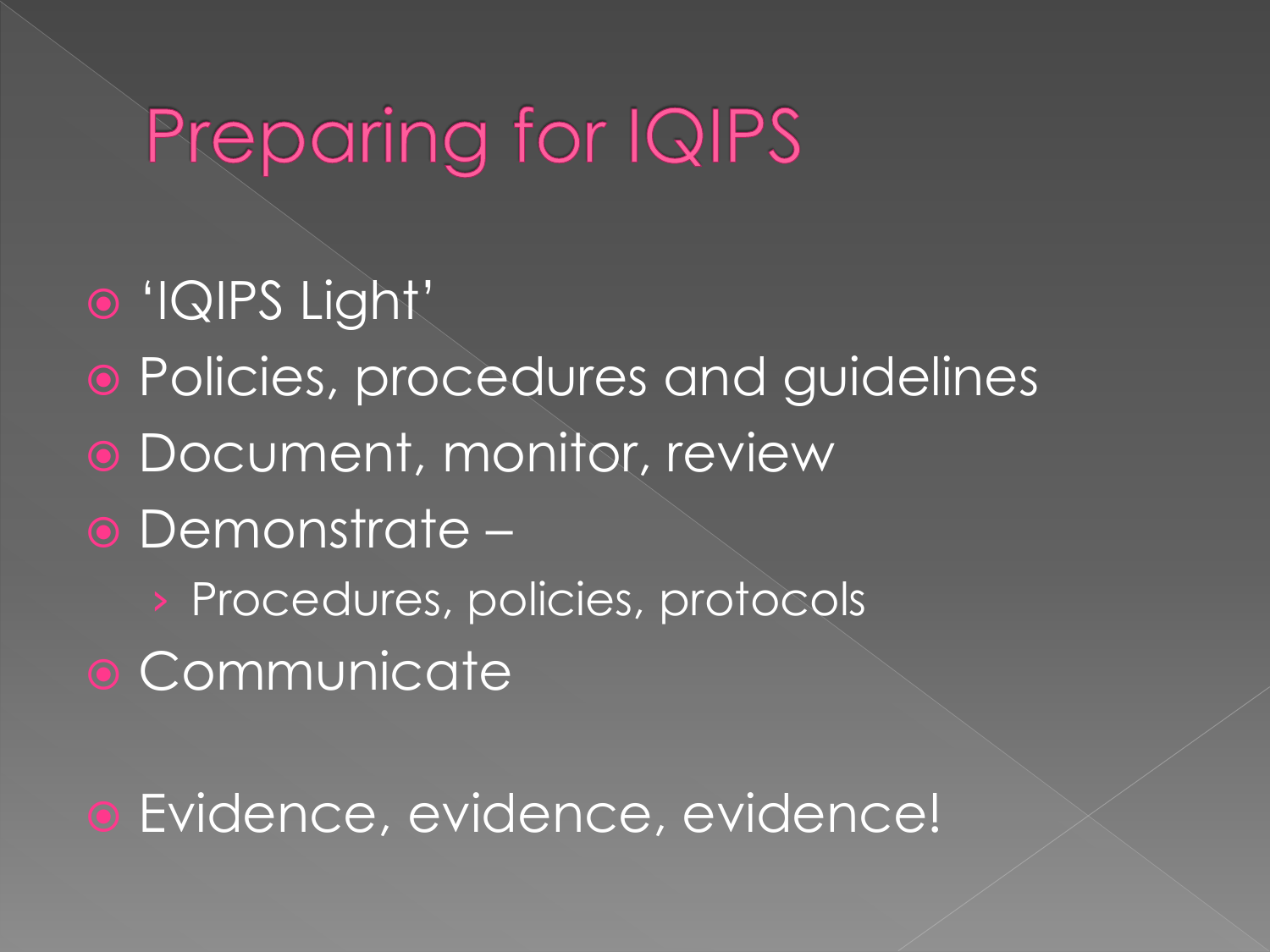# Preparing for IQIPS

- 'IQIPS Light'
- Policies, procedures and guidelines
- Document, monitor, review
- Demonstrate –
  - Procedures, policies, protocols
- Communicate

- Evidence, evidence, evidence!